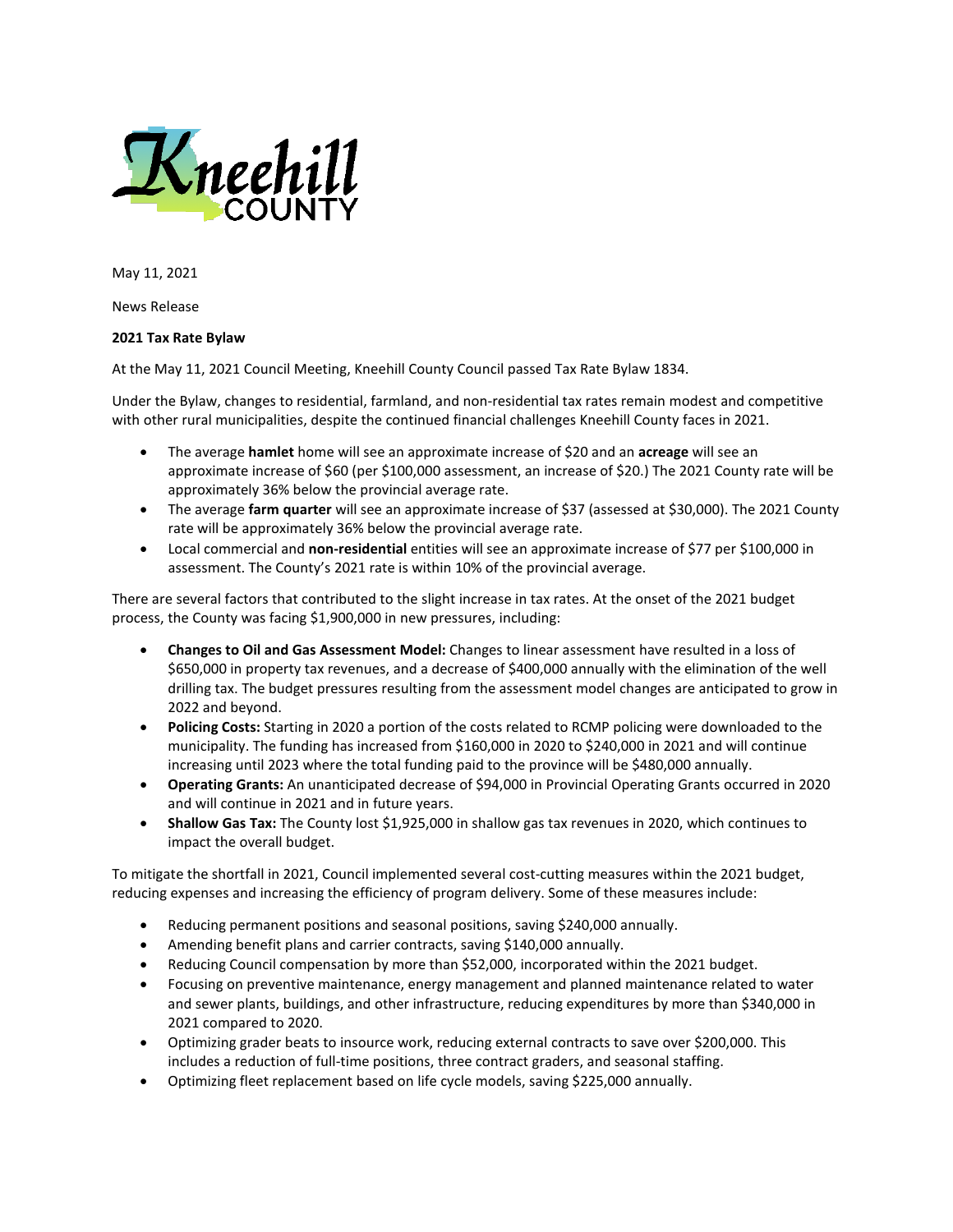Kneehill COUNTY

May 11, 2021

News Release

**2021 Tax Rate Bylaw**

At the May 11, 2021 Council Meeting, Kneehill County Council passed Tax Rate Bylaw 1834.

Under the Bylaw, changes to residential, farmland, and non-residential tax rates remain modest and competitive with other rural municipalities, despite the continued financial challenges Kneehill County faces in 2021.

- The average **hamlet** home will see an approximate increase of $20 and an **acreage** will see an approximate increase of $60 (per $100,000 assessment, an increase of $20.) The 2021 County rate will be approximately 36% below the provincial average rate.
- The average **farm quarter** will see an approximate increase of $37 (assessed at $30,000). The 2021 County rate will be approximately 36% below the provincial average rate.
- Local commercial and **non-residential** entities will see an approximate increase of $77 per $100,000 in assessment. The County's 2021 rate is within 10% of the provincial average.

There are several factors that contributed to the slight increase in tax rates. At the onset of the 2021 budget process, the County was facing $1,900,000 in new pressures, including:

- **Changes to Oil and Gas Assessment Model:** Changes to linear assessment have resulted in a loss of $650,000 in property tax revenues, and a decrease of $400,000 annually with the elimination of the well drilling tax. The budget pressures resulting from the assessment model changes are anticipated to grow in 2022 and beyond.
- **Policing Costs:** Starting in 2020 a portion of the costs related to RCMP policing were downloaded to the municipality. The funding has increased from $160,000 in 2020 to $240,000 in 2021 and will continue increasing until 2023 where the total funding paid to the province will be $480,000 annually.
- **Operating Grants:** An unanticipated decrease of $94,000 in Provincial Operating Grants occurred in 2020 and will continue in 2021 and in future years.
- **Shallow Gas Tax:** The County lost $1,925,000 in shallow gas tax revenues in 2020, which continues to impact the overall budget.

To mitigate the shortfall in 2021, Council implemented several cost-cutting measures within the 2021 budget, reducing expenses and increasing the efficiency of program delivery. Some of these measures include:

- Reducing permanent positions and seasonal positions, saving $240,000 annually.
- Amending benefit plans and carrier contracts, saving $140,000 annually.
- Reducing Council compensation by more than $52,000, incorporated within the 2021 budget.
- Focusing on preventive maintenance, energy management and planned maintenance related to water and sewer plants, buildings, and other infrastructure, reducing expenditures by more than $340,000 in 2021 compared to 2020.
- Optimizing grader beats to insource work, reducing external contracts to save over $200,000. This includes a reduction of full-time positions, three contract graders, and seasonal staffing.
- Optimizing fleet replacement based on life cycle models, saving $225,000 annually.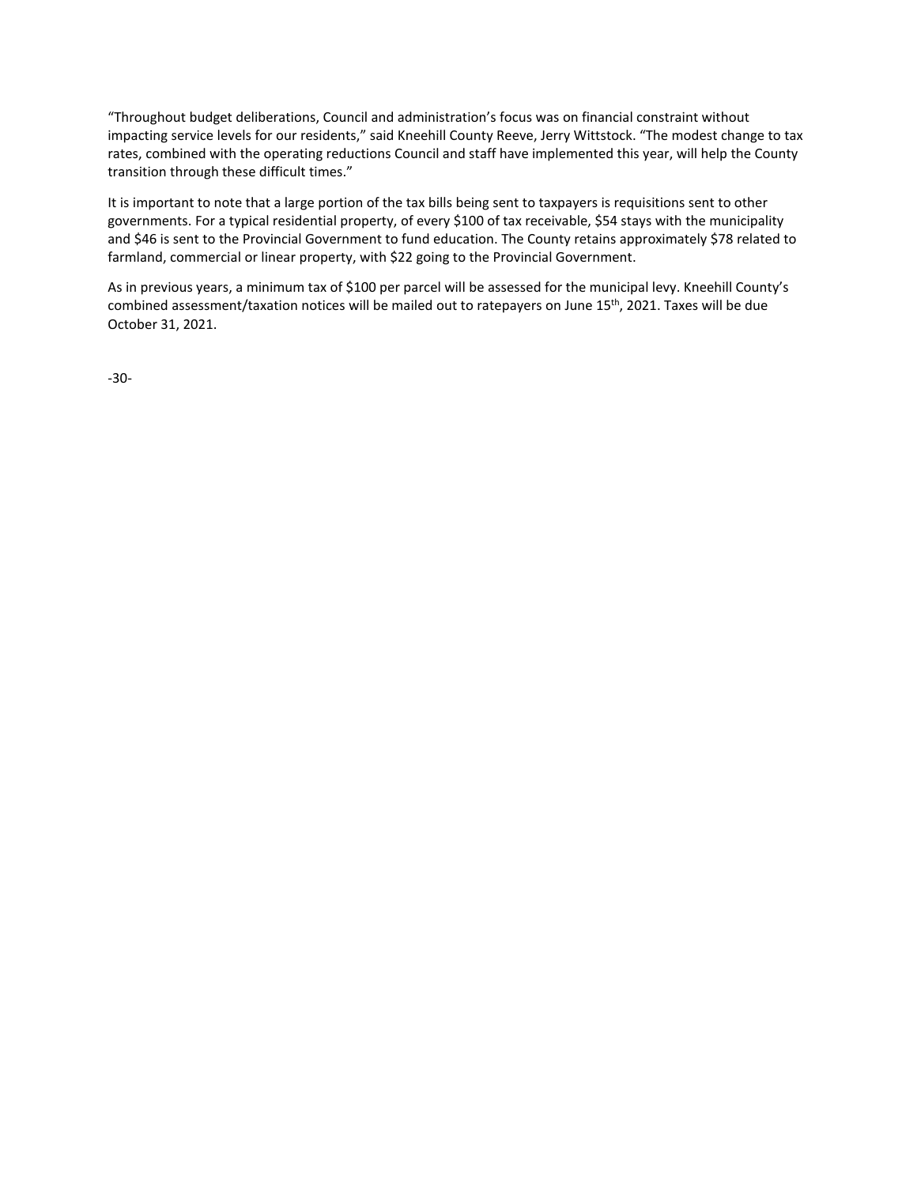"Throughout budget deliberations, Council and administration's focus was on financial constraint without impacting service levels for our residents," said Kneehill County Reeve, Jerry Wittstock. "The modest change to tax rates, combined with the operating reductions Council and staff have implemented this year, will help the County transition through these difficult times."

It is important to note that a large portion of the tax bills being sent to taxpayers is requisitions sent to other governments. For a typical residential property, of every $100 of tax receivable, $54 stays with the municipality and $46 is sent to the Provincial Government to fund education. The County retains approximately $78 related to farmland, commercial or linear property, with $22 going to the Provincial Government.

As in previous years, a minimum tax of $100 per parcel will be assessed for the municipal levy. Kneehill County's combined assessment/taxation notices will be mailed out to ratepayers on June 15th, 2021. Taxes will be due October 31, 2021.

-30-